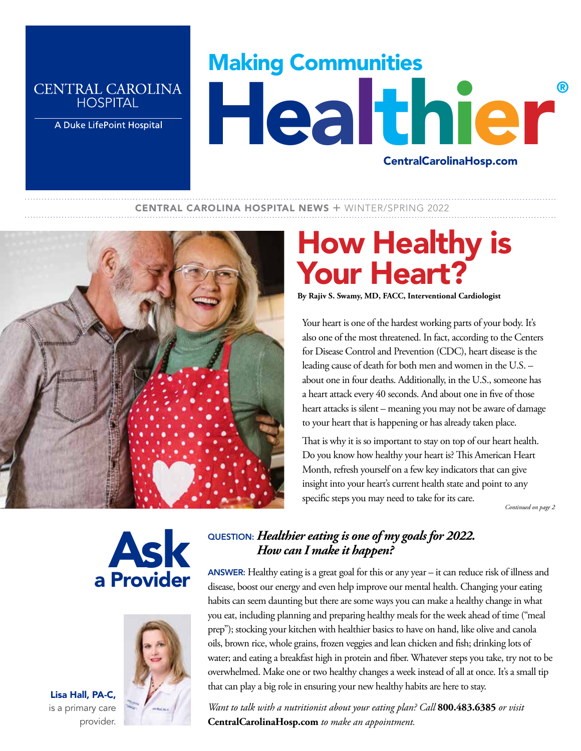CENTRAL CAROLINA HOSPITAL

A Duke LifePoint Hospital

# Making Communities Healthier®

CentralCarolinaHosp.com

CENTRAL CAROLINA HOSPITAL NEWS + WINTER/SPRING 2022

# How Healthy is Your Heart?

**By Rajiv S. Swamy, MD, FACC, Interventional Cardiologist**

Your heart is one of the hardest working parts of your body. It's also one of the most threatened. In fact, according to the Centers for Disease Control and Prevention (CDC), heart disease is the leading cause of death for both men and women in the U.S. – about one in four deaths. Additionally, in the U.S., someone has a heart attack every 40 seconds. And about one in five of those heart attacks is silent – meaning you may not be aware of damage to your heart that is happening or has already taken place.

That is why it is so important to stay on top of our heart health. Do you know how healthy your heart is? This American Heart Month, refresh yourself on a few key indicators that can give insight into your heart's current health state and point to any specific steps you may need to take for its care.

*Continued on page 2*

## Ask a Provider

**QUESTION:** ***Healthier eating is one of my goals for 2022. How can I make it happen?***

**ANSWER:** Healthy eating is a great goal for this or any year – it can reduce risk of illness and disease, boost our energy and even help improve our mental health. Changing your eating habits can seem daunting but there are some ways you can make a healthy change in what you eat, including planning and preparing healthy meals for the week ahead of time ("meal prep"); stocking your kitchen with healthier basics to have on hand, like olive and canola oils, brown rice, whole grains, frozen veggies and lean chicken and fish; drinking lots of water; and eating a breakfast high in protein and fiber. Whatever steps you take, try not to be overwhelmed. Make one or two healthy changes a week instead of all at once. It's a small tip that can play a big role in ensuring your new healthy habits are here to stay.

*Want to talk with a nutritionist about your eating plan? Call* **800.483.6385** *or visit* **CentralCarolinaHosp.com** *to make an appointment.*

**Lisa Hall, PA-C,** is a primary care provider.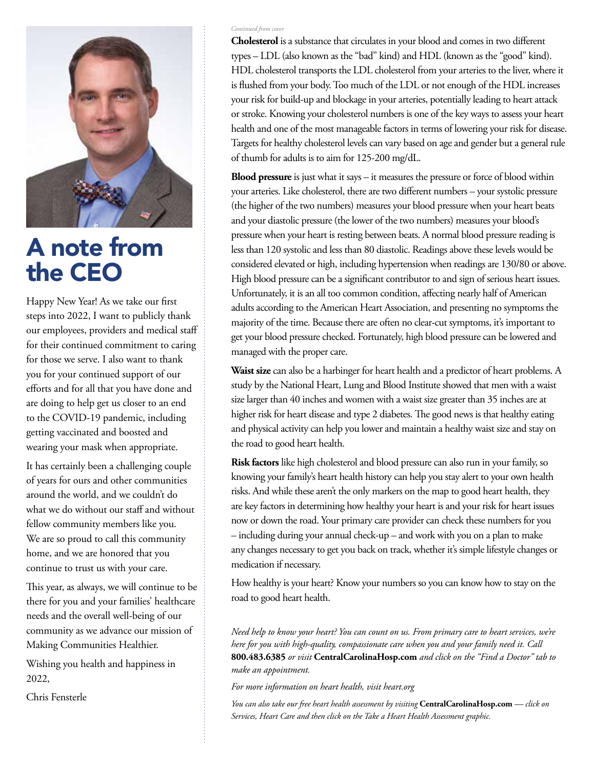# A note from the CEO

Happy New Year! As we take our first steps into 2022, I want to publicly thank our employees, providers and medical staff for their continued commitment to caring for those we serve. I also want to thank you for your continued support of our efforts and for all that you have done and are doing to help get us closer to an end to the COVID-19 pandemic, including getting vaccinated and boosted and wearing your mask when appropriate.

It has certainly been a challenging couple of years for ours and other communities around the world, and we couldn't do what we do without our staff and without fellow community members like you. We are so proud to call this community home, and we are honored that you continue to trust us with your care.

This year, as always, we will continue to be there for you and your families' healthcare needs and the overall well-being of our community as we advance our mission of Making Communities Healthier.

Wishing you health and happiness in 2022,

Chris Fensterle

*Continued from cover*

**Cholesterol** is a substance that circulates in your blood and comes in two different types – LDL (also known as the "bad" kind) and HDL (known as the "good" kind). HDL cholesterol transports the LDL cholesterol from your arteries to the liver, where it is flushed from your body. Too much of the LDL or not enough of the HDL increases your risk for build-up and blockage in your arteries, potentially leading to heart attack or stroke. Knowing your cholesterol numbers is one of the key ways to assess your heart health and one of the most manageable factors in terms of lowering your risk for disease. Targets for healthy cholesterol levels can vary based on age and gender but a general rule of thumb for adults is to aim for 125-200 mg/dL.

**Blood pressure** is just what it says – it measures the pressure or force of blood within your arteries. Like cholesterol, there are two different numbers – your systolic pressure (the higher of the two numbers) measures your blood pressure when your heart beats and your diastolic pressure (the lower of the two numbers) measures your blood's pressure when your heart is resting between beats. A normal blood pressure reading is less than 120 systolic and less than 80 diastolic. Readings above these levels would be considered elevated or high, including hypertension when readings are 130/80 or above. High blood pressure can be a significant contributor to and sign of serious heart issues. Unfortunately, it is an all too common condition, affecting nearly half of American adults according to the American Heart Association, and presenting no symptoms the majority of the time. Because there are often no clear-cut symptoms, it's important to get your blood pressure checked. Fortunately, high blood pressure can be lowered and managed with the proper care.

**Waist size** can also be a harbinger for heart health and a predictor of heart problems. A study by the National Heart, Lung and Blood Institute showed that men with a waist size larger than 40 inches and women with a waist size greater than 35 inches are at higher risk for heart disease and type 2 diabetes. The good news is that healthy eating and physical activity can help you lower and maintain a healthy waist size and stay on the road to good heart health.

**Risk factors** like high cholesterol and blood pressure can also run in your family, so knowing your family's heart health history can help you stay alert to your own health risks. And while these aren't the only markers on the map to good heart health, they are key factors in determining how healthy your heart is and your risk for heart issues now or down the road. Your primary care provider can check these numbers for you – including during your annual check-up – and work with you on a plan to make any changes necessary to get you back on track, whether it's simple lifestyle changes or medication if necessary.

How healthy is your heart? Know your numbers so you can know how to stay on the road to good heart health.

*Need help to know your heart? You can count on us. From primary care to heart services, we're here for you with high-quality, compassionate care when you and your family need it. Call* **800.483.6385** *or visit* **CentralCarolinaHosp.com** *and click on the "Find a Doctor" tab to make an appointment.*

*For more information on heart health, visit heart.org*

*You can also take our free heart health assessment by visiting* **CentralCarolinaHosp.com** *— click on Services, Heart Care and then click on the Take a Heart Health Assessment graphic.*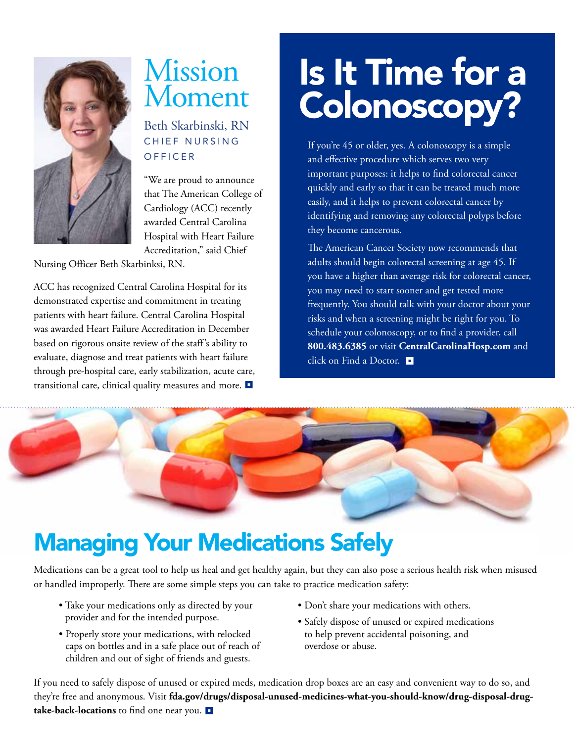# Mission Moment

## Beth Skarbinski, RN

CHIEF NURSING OFFICER

"We are proud to announce that The American College of Cardiology (ACC) recently awarded Central Carolina Hospital with Heart Failure Accreditation," said Chief Nursing Officer Beth Skarbinksi, RN.

ACC has recognized Central Carolina Hospital for its demonstrated expertise and commitment in treating patients with heart failure. Central Carolina Hospital was awarded Heart Failure Accreditation in December based on rigorous onsite review of the staff's ability to evaluate, diagnose and treat patients with heart failure through pre-hospital care, early stabilization, acute care, transitional care, clinical quality measures and more. ■

# Is It Time for a Colonoscopy?

If you're 45 or older, yes. A colonoscopy is a simple and effective procedure which serves two very important purposes: it helps to find colorectal cancer quickly and early so that it can be treated much more easily, and it helps to prevent colorectal cancer by identifying and removing any colorectal polyps before they become cancerous.

The American Cancer Society now recommends that adults should begin colorectal screening at age 45. If you have a higher than average risk for colorectal cancer, you may need to start sooner and get tested more frequently. You should talk with your doctor about your risks and when a screening might be right for you. To schedule your colonoscopy, or to find a provider, call **800.483.6385** or visit **CentralCarolinaHosp.com** and click on Find a Doctor. ■

# Managing Your Medications Safely

Medications can be a great tool to help us heal and get healthy again, but they can also pose a serious health risk when misused or handled improperly. There are some simple steps you can take to practice medication safety:

- Take your medications only as directed by your provider and for the intended purpose.
- Properly store your medications, with relocked caps on bottles and in a safe place out of reach of children and out of sight of friends and guests.
- Don't share your medications with others.
- Safely dispose of unused or expired medications to help prevent accidental poisoning, and overdose or abuse.

If you need to safely dispose of unused or expired meds, medication drop boxes are an easy and convenient way to do so, and they're free and anonymous. Visit **fda.gov/drugs/disposal-unused-medicines-what-you-should-know/drug-disposal-drug-take-back-locations** to find one near you. ■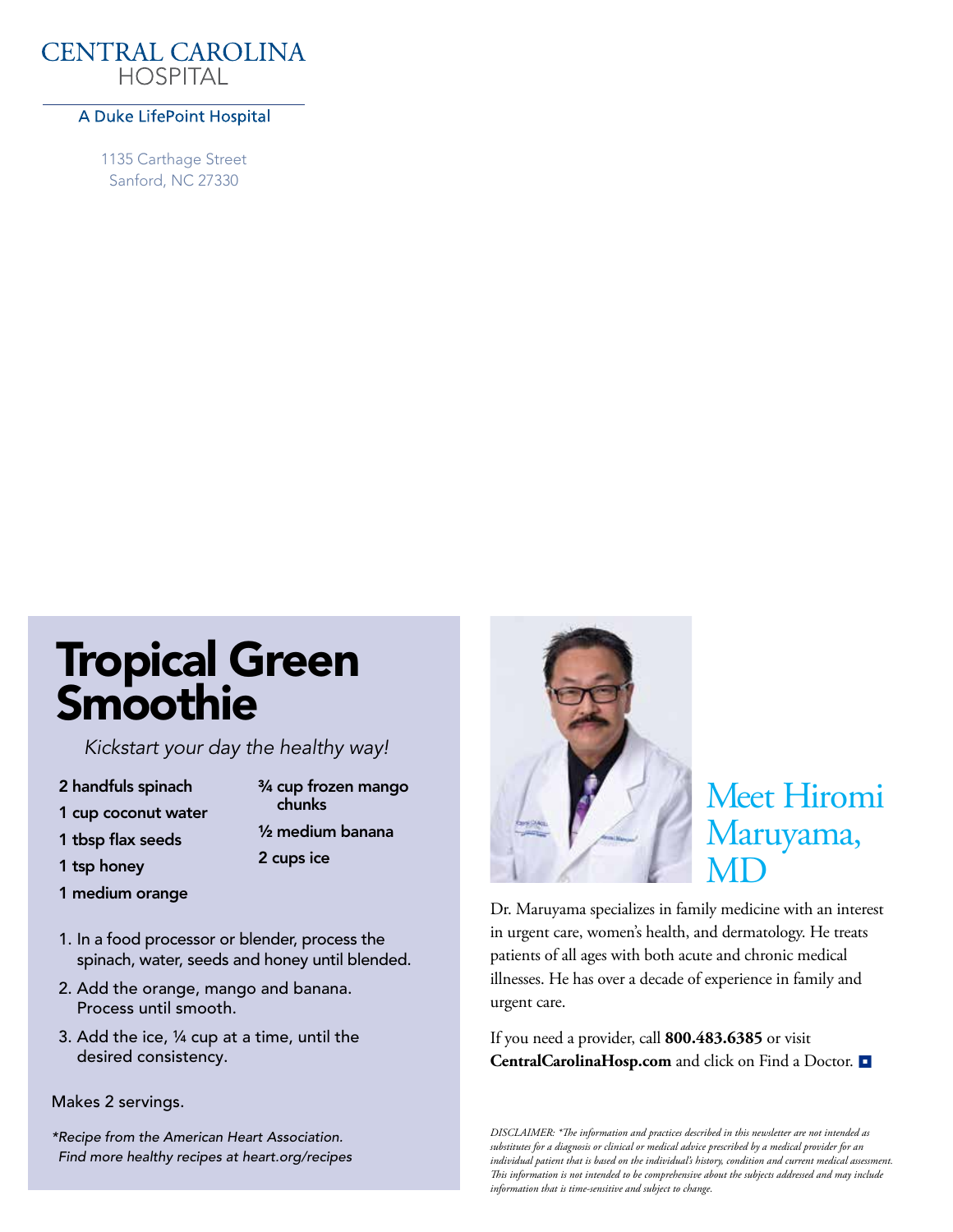CENTRAL CAROLINA
HOSPITAL

A Duke LifePoint Hospital

1135 Carthage Street
Sanford, NC 27330

# Tropical Green Smoothie

*Kickstart your day the healthy way!*

- **2 handfuls spinach**
- **1 cup coconut water**
- **1 tbsp flax seeds**
- **1 tsp honey**
- **1 medium orange**
- **¾ cup frozen mango chunks**
- **½ medium banana**
- **2 cups ice**

1. In a food processor or blender, process the spinach, water, seeds and honey until blended.
2. Add the orange, mango and banana. Process until smooth.
3. Add the ice, ¼ cup at a time, until the desired consistency.

Makes 2 servings.

*\*Recipe from the American Heart Association. Find more healthy recipes at heart.org/recipes*

# Meet Hiromi Maruyama, MD

Dr. Maruyama specializes in family medicine with an interest in urgent care, women's health, and dermatology. He treats patients of all ages with both acute and chronic medical illnesses. He has over a decade of experience in family and urgent care.

If you need a provider, call **800.483.6385** or visit **CentralCarolinaHosp.com** and click on Find a Doctor.

*DISCLAIMER: \*The information and practices described in this newsletter are not intended as substitutes for a diagnosis or clinical or medical advice prescribed by a medical provider for an individual patient that is based on the individual's history, condition and current medical assessment. This information is not intended to be comprehensive about the subjects addressed and may include information that is time-sensitive and subject to change.*